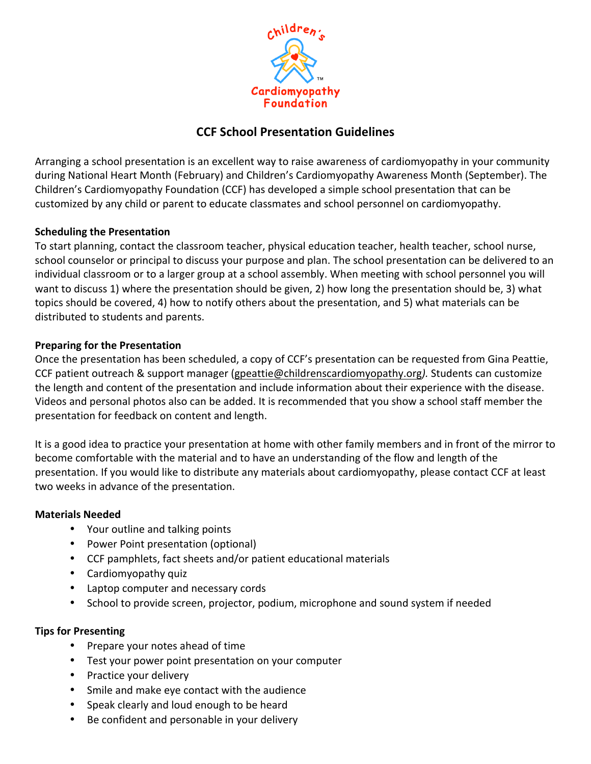Children's Cardiomyopathy Foundation

# CCF School Presentation Guidelines

Arranging a school presentation is an excellent way to raise awareness of cardiomyopathy in your community during National Heart Month (February) and Children's Cardiomyopathy Awareness Month (September). The Children's Cardiomyopathy Foundation (CCF) has developed a simple school presentation that can be customized by any child or parent to educate classmates and school personnel on cardiomyopathy.

**Scheduling the Presentation**

To start planning, contact the classroom teacher, physical education teacher, health teacher, school nurse, school counselor or principal to discuss your purpose and plan. The school presentation can be delivered to an individual classroom or to a larger group at a school assembly. When meeting with school personnel you will want to discuss 1) where the presentation should be given, 2) how long the presentation should be, 3) what topics should be covered, 4) how to notify others about the presentation, and 5) what materials can be distributed to students and parents.

**Preparing for the Presentation**

Once the presentation has been scheduled, a copy of CCF's presentation can be requested from Gina Peattie, CCF patient outreach & support manager (gpeattie@childrenscardiomyopathy.org*).* Students can customize the length and content of the presentation and include information about their experience with the disease. Videos and personal photos also can be added. It is recommended that you show a school staff member the presentation for feedback on content and length.

It is a good idea to practice your presentation at home with other family members and in front of the mirror to become comfortable with the material and to have an understanding of the flow and length of the presentation. If you would like to distribute any materials about cardiomyopathy, please contact CCF at least two weeks in advance of the presentation.

**Materials Needed**

- Your outline and talking points
- Power Point presentation (optional)
- CCF pamphlets, fact sheets and/or patient educational materials
- Cardiomyopathy quiz
- Laptop computer and necessary cords
- School to provide screen, projector, podium, microphone and sound system if needed

**Tips for Presenting**

- Prepare your notes ahead of time
- Test your power point presentation on your computer
- Practice your delivery
- Smile and make eye contact with the audience
- Speak clearly and loud enough to be heard
- Be confident and personable in your delivery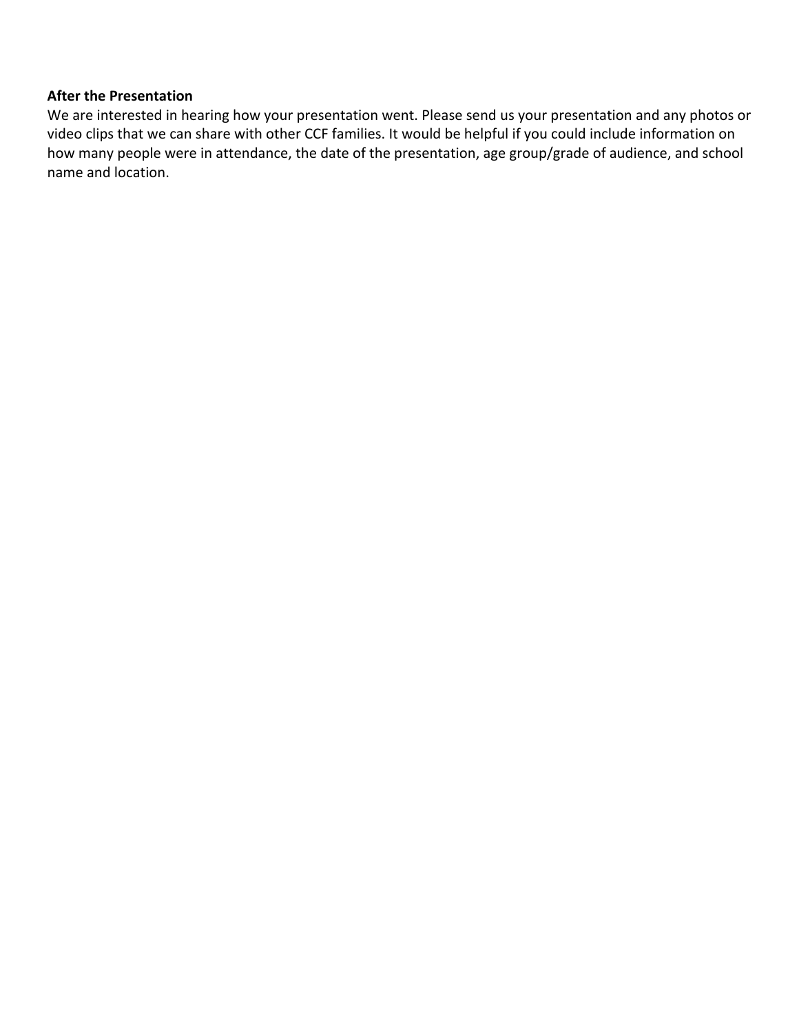**After the Presentation**

We are interested in hearing how your presentation went. Please send us your presentation and any photos or video clips that we can share with other CCF families. It would be helpful if you could include information on how many people were in attendance, the date of the presentation, age group/grade of audience, and school name and location.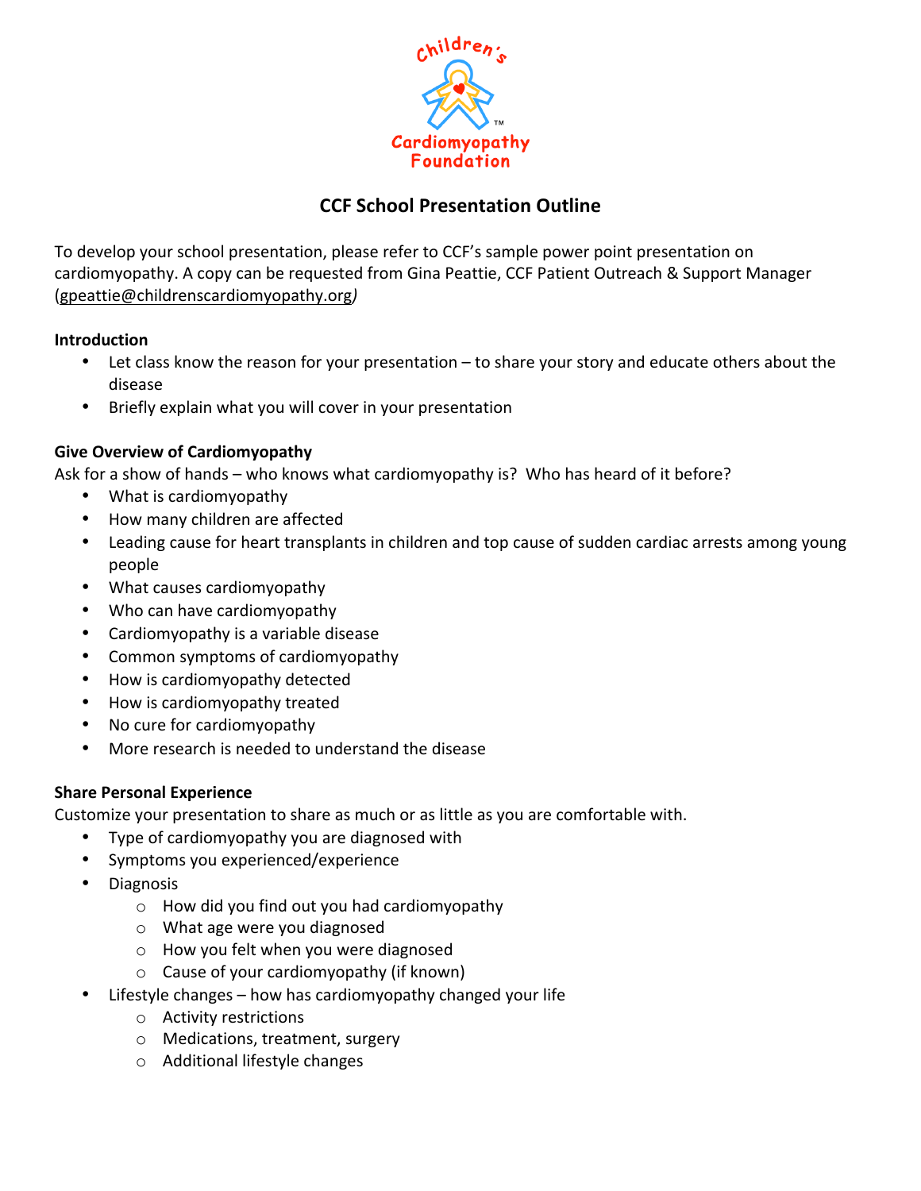# CCF School Presentation Outline

To develop your school presentation, please refer to CCF's sample power point presentation on cardiomyopathy. A copy can be requested from Gina Peattie, CCF Patient Outreach & Support Manager (gpeattie@childrenscardiomyopathy.org)

**Introduction**

- Let class know the reason for your presentation – to share your story and educate others about the disease
- Briefly explain what you will cover in your presentation

**Give Overview of Cardiomyopathy**

Ask for a show of hands – who knows what cardiomyopathy is? Who has heard of it before?

- What is cardiomyopathy
- How many children are affected
- Leading cause for heart transplants in children and top cause of sudden cardiac arrests among young people
- What causes cardiomyopathy
- Who can have cardiomyopathy
- Cardiomyopathy is a variable disease
- Common symptoms of cardiomyopathy
- How is cardiomyopathy detected
- How is cardiomyopathy treated
- No cure for cardiomyopathy
- More research is needed to understand the disease

**Share Personal Experience**

Customize your presentation to share as much or as little as you are comfortable with.

- Type of cardiomyopathy you are diagnosed with
- Symptoms you experienced/experience
- Diagnosis
  - How did you find out you had cardiomyopathy
  - What age were you diagnosed
  - How you felt when you were diagnosed
  - Cause of your cardiomyopathy (if known)
- Lifestyle changes – how has cardiomyopathy changed your life
  - Activity restrictions
  - Medications, treatment, surgery
  - Additional lifestyle changes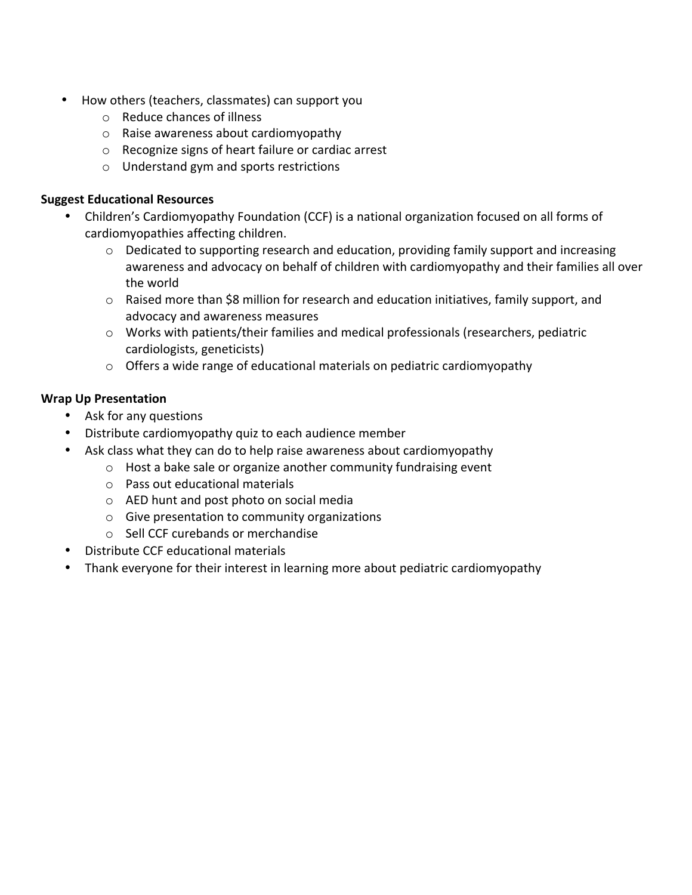- How others (teachers, classmates) can support you
  - Reduce chances of illness
  - Raise awareness about cardiomyopathy
  - Recognize signs of heart failure or cardiac arrest
  - Understand gym and sports restrictions

**Suggest Educational Resources**

- Children's Cardiomyopathy Foundation (CCF) is a national organization focused on all forms of cardiomyopathies affecting children.
  - Dedicated to supporting research and education, providing family support and increasing awareness and advocacy on behalf of children with cardiomyopathy and their families all over the world
  - Raised more than $8 million for research and education initiatives, family support, and advocacy and awareness measures
  - Works with patients/their families and medical professionals (researchers, pediatric cardiologists, geneticists)
  - Offers a wide range of educational materials on pediatric cardiomyopathy

**Wrap Up Presentation**

- Ask for any questions
- Distribute cardiomyopathy quiz to each audience member
- Ask class what they can do to help raise awareness about cardiomyopathy
  - Host a bake sale or organize another community fundraising event
  - Pass out educational materials
  - AED hunt and post photo on social media
  - Give presentation to community organizations
  - Sell CCF curebands or merchandise
- Distribute CCF educational materials
- Thank everyone for their interest in learning more about pediatric cardiomyopathy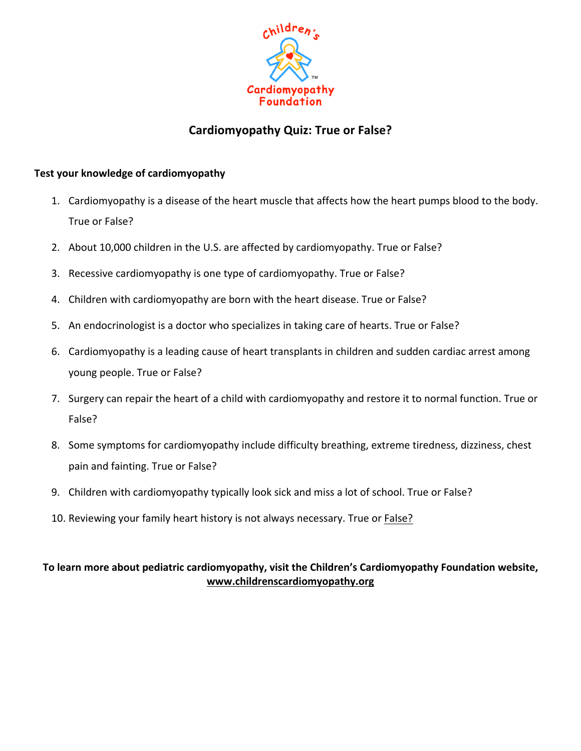Children's Cardiomyopathy Foundation

# Cardiomyopathy Quiz: True or False?

**Test your knowledge of cardiomyopathy**

1. Cardiomyopathy is a disease of the heart muscle that affects how the heart pumps blood to the body. True or False?
2. About 10,000 children in the U.S. are affected by cardiomyopathy. True or False?
3. Recessive cardiomyopathy is one type of cardiomyopathy. True or False?
4. Children with cardiomyopathy are born with the heart disease. True or False?
5. An endocrinologist is a doctor who specializes in taking care of hearts. True or False?
6. Cardiomyopathy is a leading cause of heart transplants in children and sudden cardiac arrest among young people. True or False?
7. Surgery can repair the heart of a child with cardiomyopathy and restore it to normal function. True or False?
8. Some symptoms for cardiomyopathy include difficulty breathing, extreme tiredness, dizziness, chest pain and fainting. True or False?
9. Children with cardiomyopathy typically look sick and miss a lot of school. True or False?
10. Reviewing your family heart history is not always necessary. True or False?

**To learn more about pediatric cardiomyopathy, visit the Children's Cardiomyopathy Foundation website, www.childrenscardiomyopathy.org**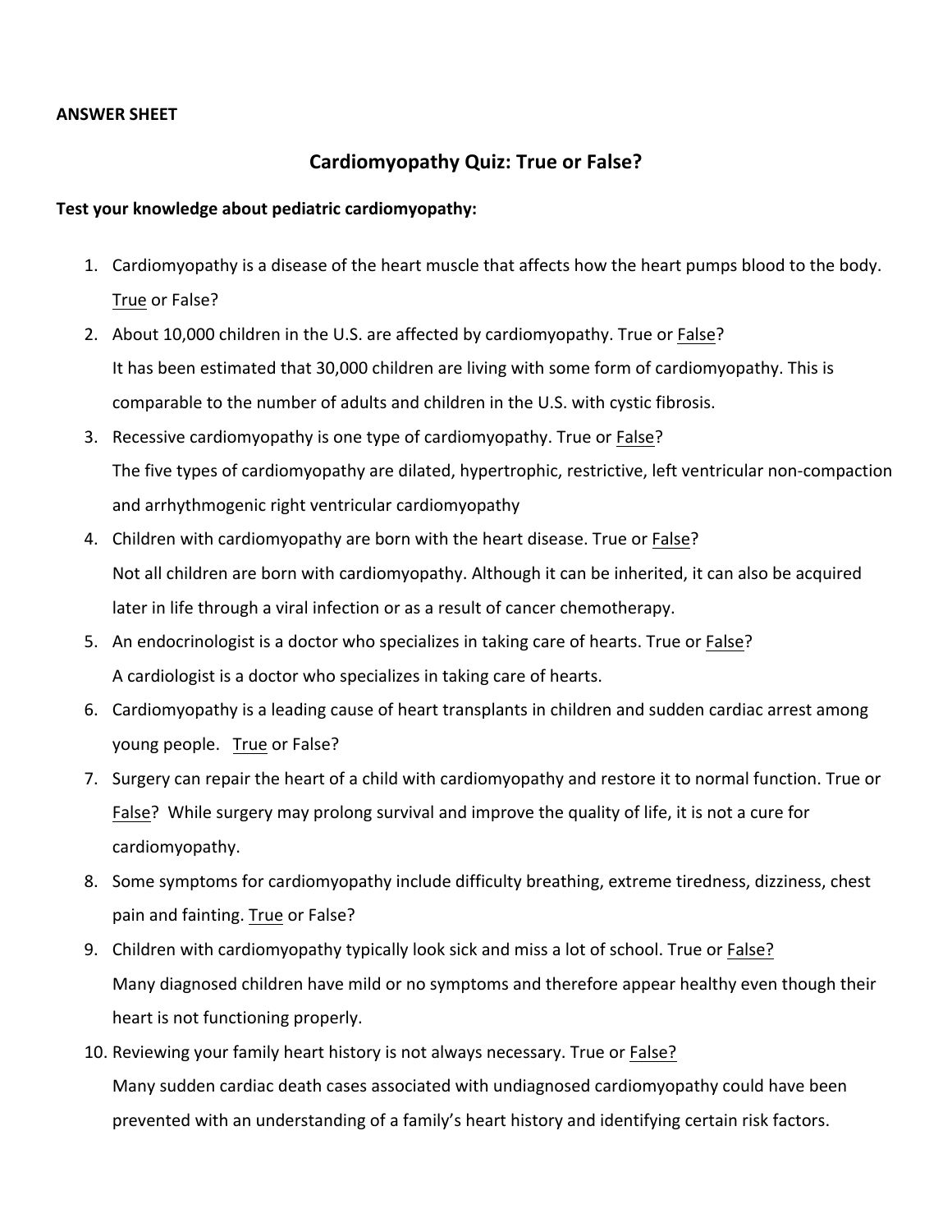**ANSWER SHEET**

## Cardiomyopathy Quiz: True or False?

**Test your knowledge about pediatric cardiomyopathy:**

1. Cardiomyopathy is a disease of the heart muscle that affects how the heart pumps blood to the body. <u>True</u> or False?
2. About 10,000 children in the U.S. are affected by cardiomyopathy. True or <u>False</u>?
   It has been estimated that 30,000 children are living with some form of cardiomyopathy. This is comparable to the number of adults and children in the U.S. with cystic fibrosis.
3. Recessive cardiomyopathy is one type of cardiomyopathy. True or <u>False</u>?
   The five types of cardiomyopathy are dilated, hypertrophic, restrictive, left ventricular non-compaction and arrhythmogenic right ventricular cardiomyopathy
4. Children with cardiomyopathy are born with the heart disease. True or <u>False</u>?
   Not all children are born with cardiomyopathy. Although it can be inherited, it can also be acquired later in life through a viral infection or as a result of cancer chemotherapy.
5. An endocrinologist is a doctor who specializes in taking care of hearts. True or <u>False</u>?
   A cardiologist is a doctor who specializes in taking care of hearts.
6. Cardiomyopathy is a leading cause of heart transplants in children and sudden cardiac arrest among young people. <u>True</u> or False?
7. Surgery can repair the heart of a child with cardiomyopathy and restore it to normal function. True or <u>False</u>? While surgery may prolong survival and improve the quality of life, it is not a cure for cardiomyopathy.
8. Some symptoms for cardiomyopathy include difficulty breathing, extreme tiredness, dizziness, chest pain and fainting. <u>True</u> or False?
9. Children with cardiomyopathy typically look sick and miss a lot of school. True or <u>False?</u>
   Many diagnosed children have mild or no symptoms and therefore appear healthy even though their heart is not functioning properly.
10. Reviewing your family heart history is not always necessary. True or <u>False?</u>
    Many sudden cardiac death cases associated with undiagnosed cardiomyopathy could have been prevented with an understanding of a family's heart history and identifying certain risk factors.